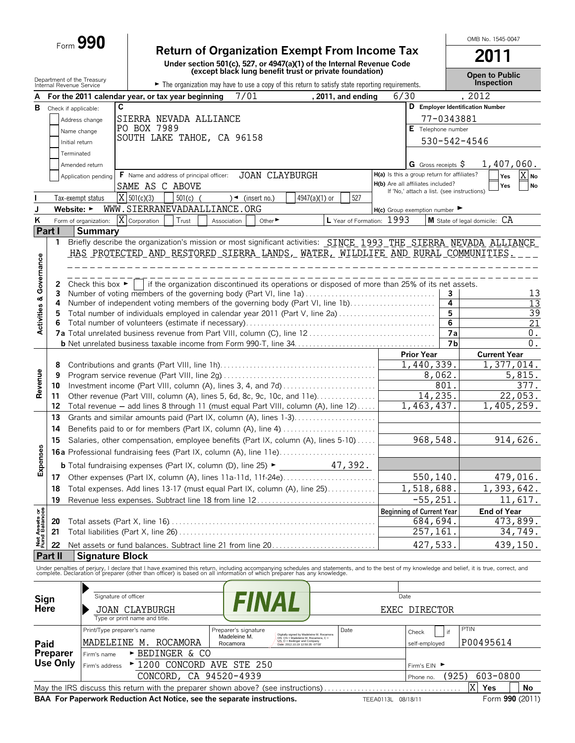Form **990**

# Return of Organization Exempt From Income Tax

**Under section 501(c), 527, or 4947(a)(1) of the Internal Revenue Code (except black lung benefit trust or private foundation)**

Department of the Treasury
Internal Revenue Service

► The organization may have to use a copy of this return to satisfy state reporting requirements.

OMB No. 1545-0047

**2011**

**Open to Public Inspection**

**A** For the 2011 calendar year, or tax year beginning 7/01 , 2011, and ending 6/30 , 2012

**B** Check if applicable:
- [ ] Address change
- [ ] Name change
- [ ] Initial return
- [ ] Terminated
- [ ] Amended return
- [ ] Application pending

**C** SIERRA NEVADA ALLIANCE
PO BOX 7989
SOUTH LAKE TAHOE, CA 96158

**D** Employer Identification Number: 77-0343881

**E** Telephone number: 530-542-4546

**G** Gross receipts $ 1,407,060.

**F** Name and address of principal officer: JOAN CLAYBURGH
SAME AS C ABOVE

**H(a)** Is this a group return for affiliates? [ ] Yes [X] No

**H(b)** Are all affiliates included? [ ] Yes [ ] No
If 'No,' attach a list. (see instructions)

**I** Tax-exempt status: [X] 501(c)(3) [ ] 501(c) ( ) ◄ (insert no.) [ ] 4947(a)(1) or [ ] 527

**J** Website: ► WWW.SIERRANEVADAALLIANCE.ORG

**H(c)** Group exemption number ►

**K** Form of organization: [X] Corporation [ ] Trust [ ] Association [ ] Other ►

**L** Year of Formation: 1993

**M** State of legal domicile: CA

## Part I Summary

### Activities & Governance

1 Briefly describe the organization's mission or most significant activities: SINCE 1993 THE SIERRA NEVADA ALLIANCE HAS PROTECTED AND RESTORED SIERRA LANDS, WATER, WILDLIFE AND RURAL COMMUNITIES.

2 Check this box ► [ ] if the organization discontinued its operations or disposed of more than 25% of its net assets.

| | | | |
|---|---|---|---|
| 3 | Number of voting members of the governing body (Part VI, line 1a) | 3 | 13 |
| 4 | Number of independent voting members of the governing body (Part VI, line 1b) | 4 | 13 |
| 5 | Total number of individuals employed in calendar year 2011 (Part V, line 2a) | 5 | 39 |
| 6 | Total number of volunteers (estimate if necessary) | 6 | 21 |
| 7a | Total unrelated business revenue from Part VIII, column (C), line 12 | 7a | 0. |
| b | Net unrelated business taxable income from Form 990-T, line 34 | 7b | 0. |

### Revenue / Expenses

| | | Prior Year | Current Year |
|---|---|---|---|
| 8 | Contributions and grants (Part VIII, line 1h) | 1,440,339. | 1,377,014. |
| 9 | Program service revenue (Part VIII, line 2g) | 8,062. | 5,815. |
| 10 | Investment income (Part VIII, column (A), lines 3, 4, and 7d) | 801. | 377. |
| 11 | Other revenue (Part VIII, column (A), lines 5, 6d, 8c, 9c, 10c, and 11e) | 14,235. | 22,053. |
| 12 | Total revenue – add lines 8 through 11 (must equal Part VIII, column (A), line 12) | 1,463,437. | 1,405,259. |
| 13 | Grants and similar amounts paid (Part IX, column (A), lines 1-3) | | |
| 14 | Benefits paid to or for members (Part IX, column (A), line 4) | | |
| 15 | Salaries, other compensation, employee benefits (Part IX, column (A), lines 5-10) | 968,548. | 914,626. |
| 16a | Professional fundraising fees (Part IX, column (A), line 11e) | | |
| b | Total fundraising expenses (Part IX, column (D), line 25) ► 47,392. | | |
| 17 | Other expenses (Part IX, column (A), lines 11a-11d, 11f-24e) | 550,140. | 479,016. |
| 18 | Total expenses. Add lines 13-17 (must equal Part IX, column (A), line 25) | 1,518,688. | 1,393,642. |
| 19 | Revenue less expenses. Subtract line 18 from line 12 | -55,251. | 11,617. |

### Net Assets or Fund Balances

| | | Beginning of Current Year | End of Year |
|---|---|---|---|
| 20 | Total assets (Part X, line 16) | 684,694. | 473,899. |
| 21 | Total liabilities (Part X, line 26) | 257,161. | 34,749. |
| 22 | Net assets or fund balances. Subtract line 21 from line 20 | 427,533. | 439,150. |

## Part II Signature Block

Under penalties of perjury, I declare that I have examined this return, including accompanying schedules and statements, and to the best of my knowledge and belief, it is true, correct, and complete. Declaration of preparer (other than officer) is based on all information of which preparer has any knowledge.

**Sign Here**

Signature of officer — FINAL — Date

JOAN CLAYBURGH — EXEC DIRECTOR
Type or print name and title.

**Paid Preparer Use Only**

| Print/Type preparer's name | Preparer's signature | Date | Check [ ] if self-employed | PTIN |
|---|---|---|---|---|
| MADELEINE M. ROCAMORA | Madeleine M. Rocamora (Digitally signed by Madeleine M. Rocamora, DN: CN = Madeleine M. Rocamora, C = US, O = Bedinger and Company, Date: 2012.10.19 12:50:35 -07'00') | | | P00495614 |

Firm's name ► BEDINGER & CO

Firm's address ► 1200 CONCORD AVE STE 250
CONCORD, CA 94520-4939

Firm's EIN ►

Phone no. (925) 603-0800

May the IRS discuss this return with the preparer shown above? (see instructions) [X] Yes [ ] No

**BAA For Paperwork Reduction Act Notice, see the separate instructions.** TEEA0113L 08/18/11 Form **990** (2011)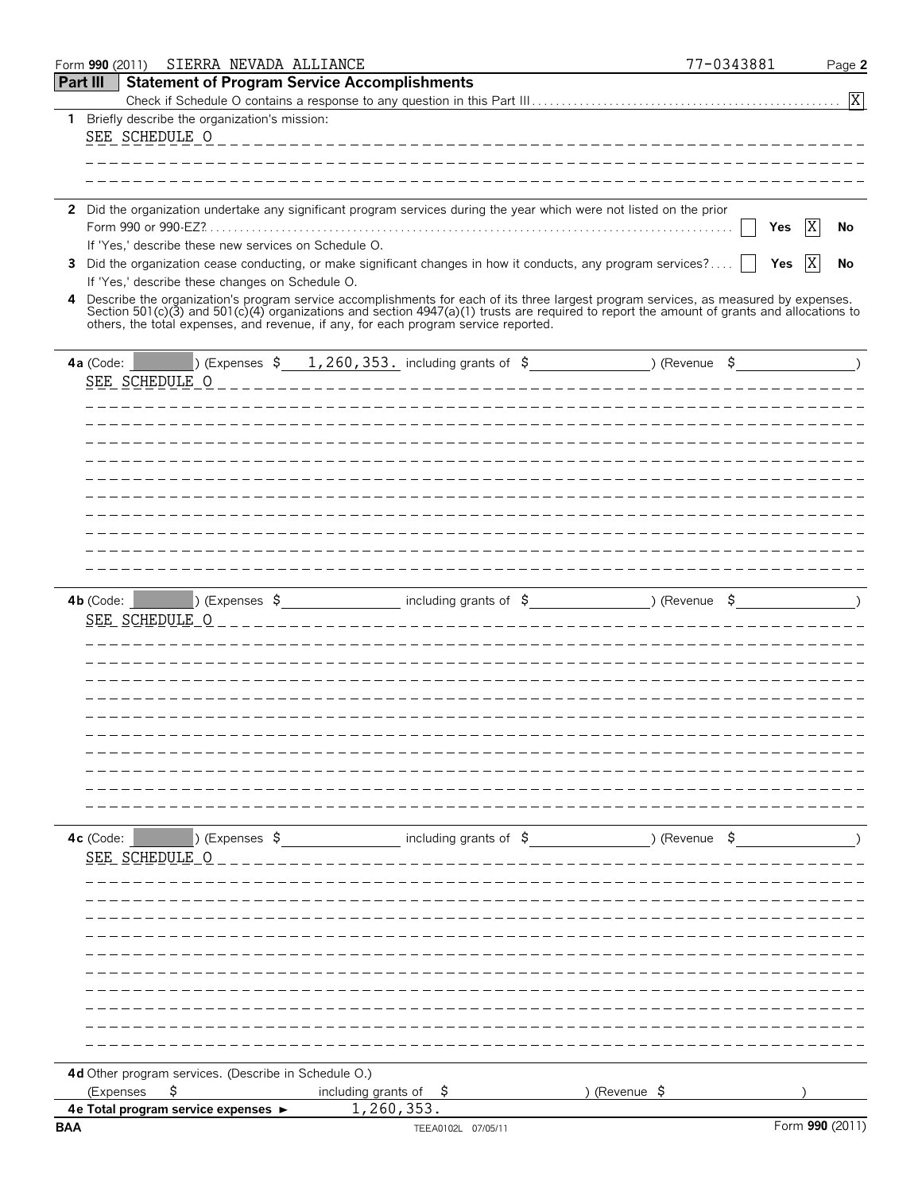Form **990** (2011) SIERRA NEVADA ALLIANCE 77-0343881 Page **2**

## Part III Statement of Program Service Accomplishments

Check if Schedule O contains a response to any question in this Part III . . . . . . . . . . . . . . . . [X]

**1** Briefly describe the organization's mission:

SEE SCHEDULE O

**2** Did the organization undertake any significant program services during the year which were not listed on the prior Form 990 or 990-EZ? . . . . . . . . [ ] **Yes** [X] **No**

If 'Yes,' describe these new services on Schedule O.

**3** Did the organization cease conducting, or make significant changes in how it conducts, any program services? . . . . [ ] **Yes** [X] **No**

If 'Yes,' describe these changes on Schedule O.

**4** Describe the organization's program service accomplishments for each of its three largest program services, as measured by expenses. Section 501(c)(3) and 501(c)(4) organizations and section 4947(a)(1) trusts are required to report the amount of grants and allocations to others, the total expenses, and revenue, if any, for each program service reported.

**4a** (Code: ) (Expenses $ 1,260,353. including grants of $ ) (Revenue $ )

SEE SCHEDULE O

**4b** (Code: ) (Expenses $ including grants of $ ) (Revenue $ )

SEE SCHEDULE O

**4c** (Code: ) (Expenses $ including grants of $ ) (Revenue $ )

SEE SCHEDULE O

**4d** Other program services. (Describe in Schedule O.)

(Expenses $ including grants of $ ) (Revenue $ )

**4e Total program service expenses ►** 1,260,353.

**BAA** TEEA0102L 07/05/11 Form **990** (2011)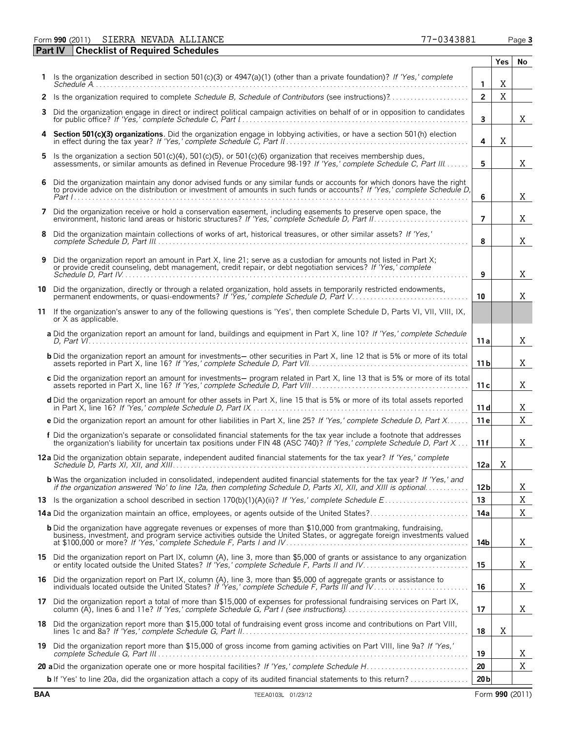Form **990** (2011) SIERRA NEVADA ALLIANCE 77-0343881

## Part IV Checklist of Required Schedules

| | | | Yes | No |
|---|---|---|---|---|
| **1** | Is the organization described in section 501(c)(3) or 4947(a)(1) (other than a private foundation)? *If 'Yes,' complete Schedule A* | **1** | X | |
| **2** | Is the organization required to complete *Schedule B, Schedule of Contributors* (see instructions)? | **2** | X | |
| **3** | Did the organization engage in direct or indirect political campaign activities on behalf of or in opposition to candidates for public office? *If 'Yes,' complete Schedule C, Part I* | **3** | | X |
| **4** | **Section 501(c)(3) organizations**. Did the organization engage in lobbying activities, or have a section 501(h) election in effect during the tax year? *If 'Yes,' complete Schedule C, Part II* | **4** | X | |
| **5** | Is the organization a section 501(c)(4), 501(c)(5), or 501(c)(6) organization that receives membership dues, assessments, or similar amounts as defined in Revenue Procedure 98-19? *If 'Yes,' complete Schedule C, Part III* | **5** | | X |
| **6** | Did the organization maintain any donor advised funds or any similar funds or accounts for which donors have the right to provide advice on the distribution or investment of amounts in such funds or accounts? *If 'Yes,' complete Schedule D, Part I* | **6** | | X |
| **7** | Did the organization receive or hold a conservation easement, including easements to preserve open space, the environment, historic land areas or historic structures? *If 'Yes,' complete Schedule D, Part II* | **7** | | X |
| **8** | Did the organization maintain collections of works of art, historical treasures, or other similar assets? *If 'Yes,' complete Schedule D, Part III* | **8** | | X |
| **9** | Did the organization report an amount in Part X, line 21; serve as a custodian for amounts not listed in Part X; or provide credit counseling, debt management, credit repair, or debt negotiation services? *If 'Yes,' complete Schedule D, Part IV* | **9** | | X |
| **10** | Did the organization, directly or through a related organization, hold assets in temporarily restricted endowments, permanent endowments, or quasi-endowments? *If 'Yes,' complete Schedule D, Part V* | **10** | | X |
| **11** | If the organization's answer to any of the following questions is 'Yes', then complete Schedule D, Parts VI, VII, VIII, IX, or X as applicable. | | | |
| | **a** Did the organization report an amount for land, buildings and equipment in Part X, line 10? *If 'Yes,' complete Schedule D, Part VI* | **11a** | | X |
| | **b** Did the organization report an amount for investments— other securities in Part X, line 12 that is 5% or more of its total assets reported in Part X, line 16? *If 'Yes,' complete Schedule D, Part VII* | **11b** | | X |
| | **c** Did the organization report an amount for investments— program related in Part X, line 13 that is 5% or more of its total assets reported in Part X, line 16? *If 'Yes,' complete Schedule D, Part VIII* | **11c** | | X |
| | **d** Did the organization report an amount for other assets in Part X, line 15 that is 5% or more of its total assets reported in Part X, line 16? *If 'Yes,' complete Schedule D, Part IX* | **11d** | | X |
| | **e** Did the organization report an amount for other liabilities in Part X, line 25? *If 'Yes,' complete Schedule D, Part X* | **11e** | | X |
| | **f** Did the organization's separate or consolidated financial statements for the tax year include a footnote that addresses the organization's liability for uncertain tax positions under FIN 48 (ASC 740)? *If 'Yes,' complete Schedule D, Part X* | **11f** | | X |
| **12a** | Did the organization obtain separate, independent audited financial statements for the tax year? *If 'Yes,' complete Schedule D, Parts XI, XII, and XIII* | **12a** | X | |
| | **b** Was the organization included in consolidated, independent audited financial statements for the tax year? *If 'Yes,' and if the organization answered 'No' to line 12a, then completing Schedule D, Parts XI, XII, and XIII is optional* | **12b** | | X |
| **13** | Is the organization a school described in section 170(b)(1)(A)(ii)? *If 'Yes,' complete Schedule E* | **13** | | X |
| **14a** | Did the organization maintain an office, employees, or agents outside of the United States? | **14a** | | X |
| | **b** Did the organization have aggregate revenues or expenses of more than $10,000 from grantmaking, fundraising, business, investment, and program service activities outside the United States, or aggregate foreign investments valued at $100,000 or more? *If 'Yes,' complete Schedule F, Parts I and IV* | **14b** | | X |
| **15** | Did the organization report on Part IX, column (A), line 3, more than $5,000 of grants or assistance to any organization or entity located outside the United States? *If 'Yes,' complete Schedule F, Parts II and IV* | **15** | | X |
| **16** | Did the organization report on Part IX, column (A), line 3, more than $5,000 of aggregate grants or assistance to individuals located outside the United States? *If 'Yes,' complete Schedule F, Parts III and IV* | **16** | | X |
| **17** | Did the organization report a total of more than $15,000 of expenses for professional fundraising services on Part IX, column (A), lines 6 and 11e? *If 'Yes,' complete Schedule G, Part I (see instructions)* | **17** | | X |
| **18** | Did the organization report more than $15,000 total of fundraising event gross income and contributions on Part VIII, lines 1c and 8a? *If 'Yes,' complete Schedule G, Part II* | **18** | X | |
| **19** | Did the organization report more than $15,000 of gross income from gaming activities on Part VIII, line 9a? *If 'Yes,' complete Schedule G, Part III* | **19** | | X |
| **20a** | Did the organization operate one or more hospital facilities? *If 'Yes,' complete Schedule H* | **20** | | X |
| | **b** If 'Yes' to line 20a, did the organization attach a copy of its audited financial statements to this return? | **20b** | | |

BAA TEEA0103L 01/23/12 Form **990** (2011)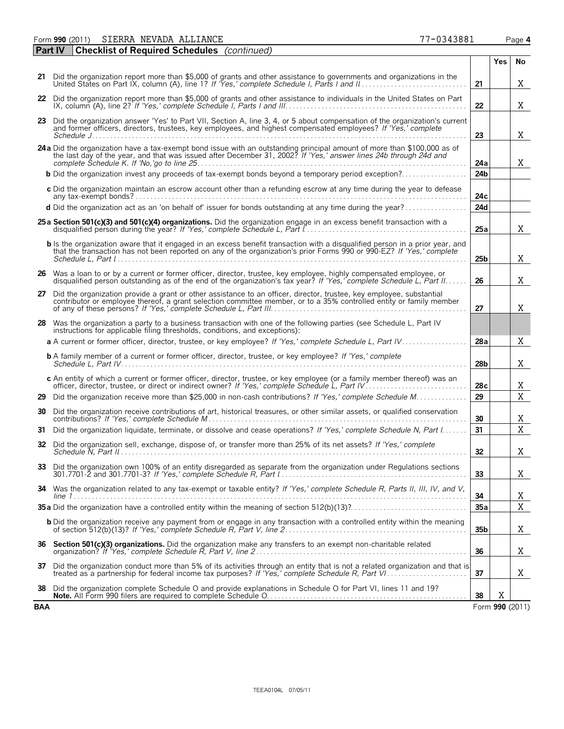Form **990** (2011) SIERRA NEVADA ALLIANCE 77-0343881 Page **4**

**Part IV** **Checklist of Required Schedules** *(continued)*

| | | | Yes | No |
|---|---|---|---|---|
| **21** | Did the organization report more than $5,000 of grants and other assistance to governments and organizations in the United States on Part IX, column (A), line 1? *If 'Yes,' complete Schedule I, Parts I and II* | **21** | | X |
| **22** | Did the organization report more than $5,000 of grants and other assistance to individuals in the United States on Part IX, column (A), line 2? *If 'Yes,' complete Schedule I, Parts I and III* | **22** | | X |
| **23** | Did the organization answer 'Yes' to Part VII, Section A, line 3, 4, or 5 about compensation of the organization's current and former officers, directors, trustees, key employees, and highest compensated employees? *If 'Yes,' complete Schedule J* | **23** | | X |
| **24 a** | Did the organization have a tax-exempt bond issue with an outstanding principal amount of more than $100,000 as of the last day of the year, and that was issued after December 31, 2002? *If 'Yes,' answer lines 24b through 24d and complete Schedule K. If 'No,'go to line 25* | **24a** | | X |
| **b** | Did the organization invest any proceeds of tax-exempt bonds beyond a temporary period exception? | **24b** | | |
| **c** | Did the organization maintain an escrow account other than a refunding escrow at any time during the year to defease any tax-exempt bonds? | **24c** | | |
| **d** | Did the organization act as an 'on behalf of' issuer for bonds outstanding at any time during the year? | **24d** | | |
| **25 a** | **Section 501(c)(3) and 501(c)(4) organizations.** Did the organization engage in an excess benefit transaction with a disqualified person during the year? *If 'Yes,' complete Schedule L, Part I* | **25a** | | X |
| **b** | Is the organization aware that it engaged in an excess benefit transaction with a disqualified person in a prior year, and that the transaction has not been reported on any of the organization's prior Forms 990 or 990-EZ? *If 'Yes,' complete Schedule L, Part I* | **25b** | | X |
| **26** | Was a loan to or by a current or former officer, director, trustee, key employee, highly compensated employee, or disqualified person outstanding as of the end of the organization's tax year? *If 'Yes,' complete Schedule L, Part II* | **26** | | X |
| **27** | Did the organization provide a grant or other assistance to an officer, director, trustee, key employee, substantial contributor or employee thereof, a grant selection committee member, or to a 35% controlled entity or family member of any of these persons? *If 'Yes,' complete Schedule L, Part III* | **27** | | X |
| **28** | Was the organization a party to a business transaction with one of the following parties (see Schedule L, Part IV instructions for applicable filing thresholds, conditions, and exceptions): | | | |
| **a** | A current or former officer, director, trustee, or key employee? *If 'Yes,' complete Schedule L, Part IV* | **28a** | | X |
| **b** | A family member of a current or former officer, director, trustee, or key employee? *If 'Yes,' complete Schedule L, Part IV* | **28b** | | X |
| **c** | An entity of which a current or former officer, director, trustee, or key employee (or a family member thereof) was an officer, director, trustee, or direct or indirect owner? *If 'Yes,' complete Schedule L, Part IV* | **28c** | | X |
| **29** | Did the organization receive more than $25,000 in non-cash contributions? *If 'Yes,' complete Schedule M* | **29** | | X |
| **30** | Did the organization receive contributions of art, historical treasures, or other similar assets, or qualified conservation contributions? *If 'Yes,' complete Schedule M* | **30** | | X |
| **31** | Did the organization liquidate, terminate, or dissolve and cease operations? *If 'Yes,' complete Schedule N, Part I* | **31** | | X |
| **32** | Did the organization sell, exchange, dispose of, or transfer more than 25% of its net assets? *If 'Yes,' complete Schedule N, Part II* | **32** | | X |
| **33** | Did the organization own 100% of an entity disregarded as separate from the organization under Regulations sections 301.7701-2 and 301.7701-3? *If 'Yes,' complete Schedule R, Part I* | **33** | | X |
| **34** | Was the organization related to any tax-exempt or taxable entity? *If 'Yes,' complete Schedule R, Parts II, III, IV, and V, line 1* | **34** | | X |
| **35 a** | Did the organization have a controlled entity within the meaning of section 512(b)(13)? | **35a** | | X |
| **b** | Did the organization receive any payment from or engage in any transaction with a controlled entity within the meaning of section 512(b)(13)? *If 'Yes,' complete Schedule R, Part V, line 2* | **35b** | | X |
| **36** | **Section 501(c)(3) organizations.** Did the organization make any transfers to an exempt non-charitable related organization? *If 'Yes,' complete Schedule R, Part V, line 2* | **36** | | X |
| **37** | Did the organization conduct more than 5% of its activities through an entity that is not a related organization and that is treated as a partnership for federal income tax purposes? *If 'Yes,' complete Schedule R, Part VI* | **37** | | X |
| **38** | Did the organization complete Schedule O and provide explanations in Schedule O for Part VI, lines 11 and 19? **Note.** All Form 990 filers are required to complete Schedule O. | **38** | X | |

**BAA** Form **990** (2011)

TEEA0104L 07/05/11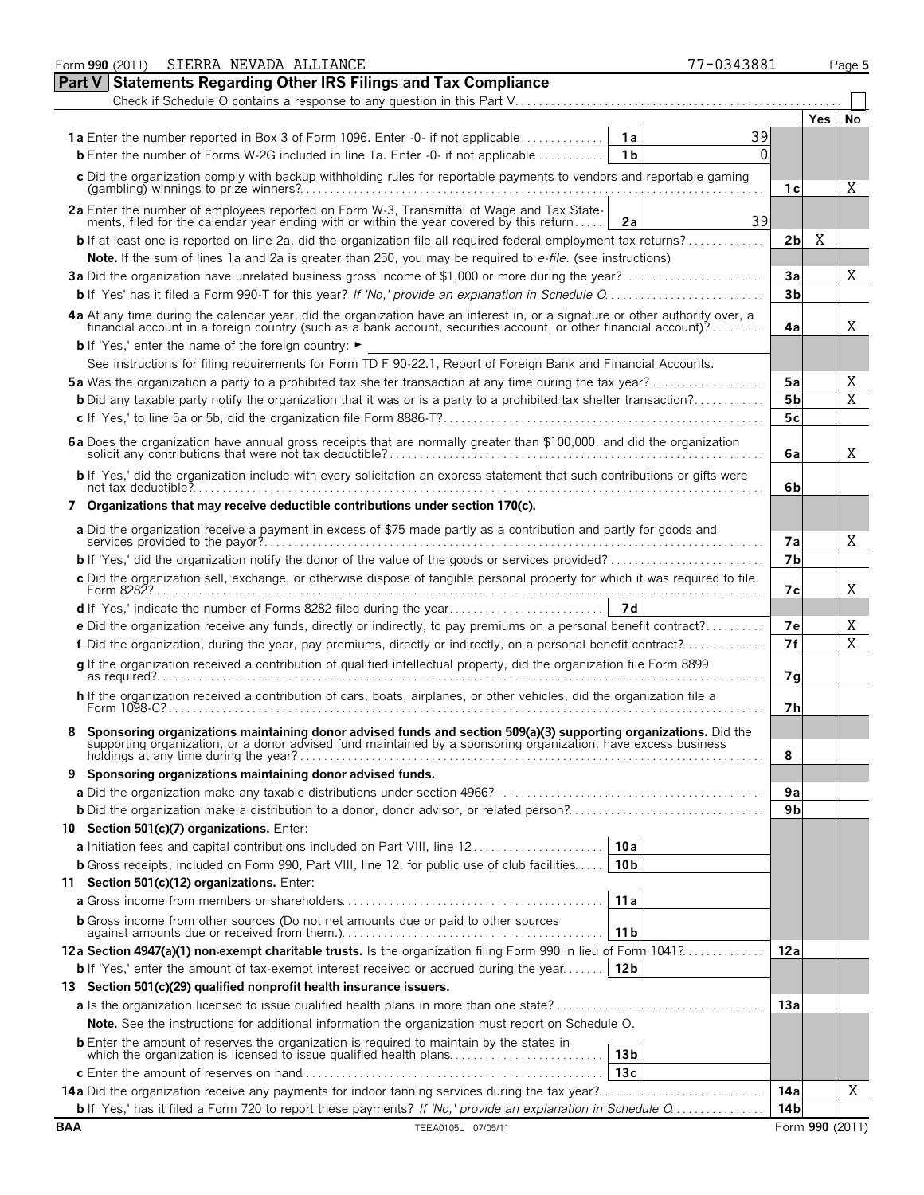Form **990** (2011) SIERRA NEVADA ALLIANCE 77-0343881 Page **5**

## Part V Statements Regarding Other IRS Filings and Tax Compliance

Check if Schedule O contains a response to any question in this Part V . . . . . . ☐

| | | | | Yes | No |
|---|---|---|---|---|---|
| **1a** Enter the number reported in Box 3 of Form 1096. Enter -0- if not applicable | **1a** | 39 | | | |
| **b** Enter the number of Forms W-2G included in line 1a. Enter -0- if not applicable | **1b** | 0 | | | |
| **c** Did the organization comply with backup withholding rules for reportable payments to vendors and reportable gaming (gambling) winnings to prize winners? | | | **1c** | | X |
| **2a** Enter the number of employees reported on Form W-3, Transmittal of Wage and Tax Statements, filed for the calendar year ending with or within the year covered by this return | **2a** | 39 | | | |
| **b** If at least one is reported on line 2a, did the organization file all required federal employment tax returns? | | | **2b** | X | |
| **Note.** If the sum of lines 1a and 2a is greater than 250, you may be required to *e-file*. (see instructions) | | | | | |
| **3a** Did the organization have unrelated business gross income of $1,000 or more during the year? | | | **3a** | | X |
| **b** If 'Yes' has it filed a Form 990-T for this year? *If 'No,' provide an explanation in Schedule O* | | | **3b** | | |
| **4a** At any time during the calendar year, did the organization have an interest in, or a signature or other authority over, a financial account in a foreign country (such as a bank account, securities account, or other financial account)? | | | **4a** | | X |
| **b** If 'Yes,' enter the name of the foreign country: ► | | | | | |
| See instructions for filing requirements for Form TD F 90-22.1, Report of Foreign Bank and Financial Accounts. | | | | | |
| **5a** Was the organization a party to a prohibited tax shelter transaction at any time during the tax year? | | | **5a** | | X |
| **b** Did any taxable party notify the organization that it was or is a party to a prohibited tax shelter transaction? | | | **5b** | | X |
| **c** If 'Yes,' to line 5a or 5b, did the organization file Form 8886-T? | | | **5c** | | |
| **6a** Does the organization have annual gross receipts that are normally greater than $100,000, and did the organization solicit any contributions that were not tax deductible? | | | **6a** | | X |
| **b** If 'Yes,' did the organization include with every solicitation an express statement that such contributions or gifts were not tax deductible? | | | **6b** | | |
| **7 Organizations that may receive deductible contributions under section 170(c).** | | | | | |
| **a** Did the organization receive a payment in excess of $75 made partly as a contribution and partly for goods and services provided to the payor? | | | **7a** | | X |
| **b** If 'Yes,' did the organization notify the donor of the value of the goods or services provided? | | | **7b** | | |
| **c** Did the organization sell, exchange, or otherwise dispose of tangible personal property for which it was required to file Form 8282? | | | **7c** | | X |
| **d** If 'Yes,' indicate the number of Forms 8282 filed during the year | **7d** | | | | |
| **e** Did the organization receive any funds, directly or indirectly, to pay premiums on a personal benefit contract? | | | **7e** | | X |
| **f** Did the organization, during the year, pay premiums, directly or indirectly, on a personal benefit contract? | | | **7f** | | X |
| **g** If the organization received a contribution of qualified intellectual property, did the organization file Form 8899 as required? | | | **7g** | | |
| **h** If the organization received a contribution of cars, boats, airplanes, or other vehicles, did the organization file a Form 1098-C? | | | **7h** | | |
| **8 Sponsoring organizations maintaining donor advised funds and section 509(a)(3) supporting organizations.** Did the supporting organization, or a donor advised fund maintained by a sponsoring organization, have excess business holdings at any time during the year? | | | **8** | | |
| **9 Sponsoring organizations maintaining donor advised funds.** | | | | | |
| **a** Did the organization make any taxable distributions under section 4966? | | | **9a** | | |
| **b** Did the organization make a distribution to a donor, donor advisor, or related person? | | | **9b** | | |
| **10 Section 501(c)(7) organizations.** Enter: | | | | | |
| **a** Initiation fees and capital contributions included on Part VIII, line 12 | **10a** | | | | |
| **b** Gross receipts, included on Form 990, Part VIII, line 12, for public use of club facilities | **10b** | | | | |
| **11 Section 501(c)(12) organizations.** Enter: | | | | | |
| **a** Gross income from members or shareholders | **11a** | | | | |
| **b** Gross income from other sources (Do not net amounts due or paid to other sources against amounts due or received from them.) | **11b** | | | | |
| **12a Section 4947(a)(1) non-exempt charitable trusts.** Is the organization filing Form 990 in lieu of Form 1041? | | | **12a** | | |
| **b** If 'Yes,' enter the amount of tax-exempt interest received or accrued during the year | **12b** | | | | |
| **13 Section 501(c)(29) qualified nonprofit health insurance issuers.** | | | | | |
| **a** Is the organization licensed to issue qualified health plans in more than one state? | | | **13a** | | |
| **Note.** See the instructions for additional information the organization must report on Schedule O. | | | | | |
| **b** Enter the amount of reserves the organization is required to maintain by the states in which the organization is licensed to issue qualified health plans | **13b** | | | | |
| **c** Enter the amount of reserves on hand | **13c** | | | | |
| **14a** Did the organization receive any payments for indoor tanning services during the tax year? | | | **14a** | | X |
| **b** If 'Yes,' has it filed a Form 720 to report these payments? *If 'No,' provide an explanation in Schedule O* | | | **14b** | | |

**BAA** TEEA0105L 07/05/11 Form **990** (2011)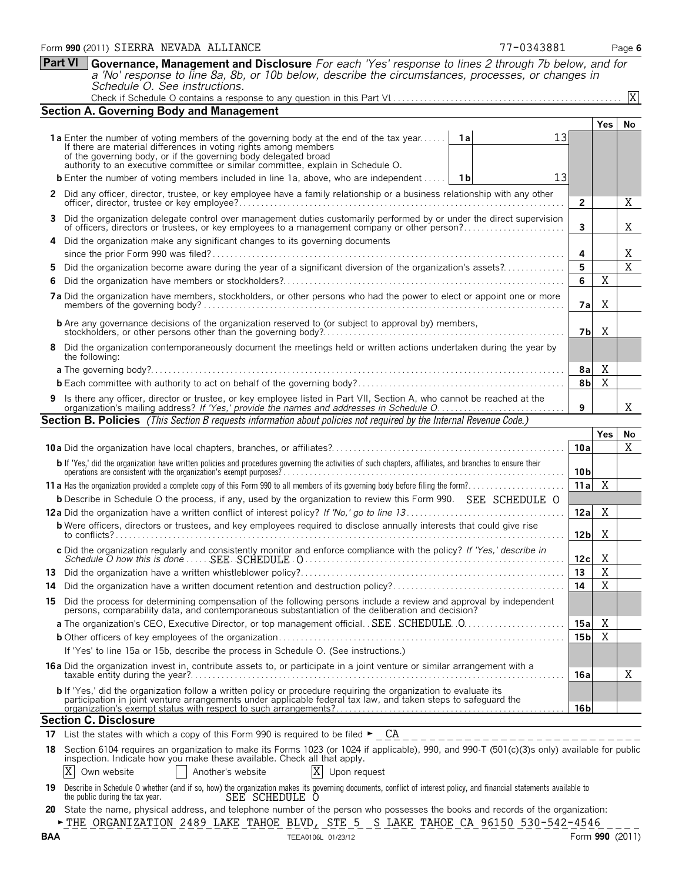Form **990** (2011) SIERRA NEVADA ALLIANCE 77-0343881 Page **6**

## Part VI Governance, Management and Disclosure

*For each 'Yes' response to lines 2 through 7b below, and for a 'No' response to line 8a, 8b, or 10b below, describe the circumstances, processes, or changes in Schedule O. See instructions.*

Check if Schedule O contains a response to any question in this Part VI ..... [X]

### Section A. Governing Body and Management

| | | | Yes | No |
|---|---|---|---|---|
| **1a** Enter the number of voting members of the governing body at the end of the tax year. If there are material differences in voting rights among members of the governing body, or if the governing body delegated broad authority to an executive committee or similar committee, explain in Schedule O. | 1a | 13 | | |
| **b** Enter the number of voting members included in line 1a, above, who are independent | 1b | 13 | | |
| **2** Did any officer, director, trustee, or key employee have a family relationship or a business relationship with any other officer, director, trustee or key employee? | 2 | | | X |
| **3** Did the organization delegate control over management duties customarily performed by or under the direct supervision of officers, directors or trustees, or key employees to a management company or other person? | 3 | | | X |
| **4** Did the organization make any significant changes to its governing documents since the prior Form 990 was filed? | 4 | | | X |
| **5** Did the organization become aware during the year of a significant diversion of the organization's assets? | 5 | | | X |
| **6** Did the organization have members or stockholders? | 6 | | X | |
| **7a** Did the organization have members, stockholders, or other persons who had the power to elect or appoint one or more members of the governing body? | 7a | | X | |
| **b** Are any governance decisions of the organization reserved to (or subject to approval by) members, stockholders, or other persons other than the governing body? | 7b | | X | |
| **8** Did the organization contemporaneously document the meetings held or written actions undertaken during the year by the following: | | | | |
| **a** The governing body? | 8a | | X | |
| **b** Each committee with authority to act on behalf of the governing body? | 8b | | X | |
| **9** Is there any officer, director or trustee, or key employee listed in Part VII, Section A, who cannot be reached at the organization's mailing address? *If 'Yes,' provide the names and addresses in Schedule O* | 9 | | | X |

### Section B. Policies *(This Section B requests information about policies not required by the Internal Revenue Code.)*

| | | Yes | No |
|---|---|---|---|
| **10a** Did the organization have local chapters, branches, or affiliates? | 10a | | X |
| **b** If 'Yes,' did the organization have written policies and procedures governing the activities of such chapters, affiliates, and branches to ensure their operations are consistent with the organization's exempt purposes? | 10b | | |
| **11a** Has the organization provided a complete copy of this Form 990 to all members of its governing body before filing the form? | 11a | X | |
| **b** Describe in Schedule O the process, if any, used by the organization to review this Form 990. SEE SCHEDULE O | | | |
| **12a** Did the organization have a written conflict of interest policy? *If 'No,' go to line 13* | 12a | X | |
| **b** Were officers, directors or trustees, and key employees required to disclose annually interests that could give rise to conflicts? | 12b | X | |
| **c** Did the organization regularly and consistently monitor and enforce compliance with the policy? *If 'Yes,' describe in Schedule O how this is done* SEE SCHEDULE O | 12c | X | |
| **13** Did the organization have a written whistleblower policy? | 13 | X | |
| **14** Did the organization have a written document retention and destruction policy? | 14 | X | |
| **15** Did the process for determining compensation of the following persons include a review and approval by independent persons, comparability data, and contemporaneous substantiation of the deliberation and decision? | | | |
| **a** The organization's CEO, Executive Director, or top management official SEE SCHEDULE O | 15a | X | |
| **b** Other officers of key employees of the organization | 15b | X | |
| If 'Yes' to line 15a or 15b, describe the process in Schedule O. (See instructions.) | | | |
| **16a** Did the organization invest in, contribute assets to, or participate in a joint venture or similar arrangement with a taxable entity during the year? | 16a | | X |
| **b** If 'Yes,' did the organization follow a written policy or procedure requiring the organization to evaluate its participation in joint venture arrangements under applicable federal tax law, and taken steps to safeguard the organization's exempt status with respect to such arrangements? | 16b | | |

### Section C. Disclosure

**17** List the states with which a copy of this Form 990 is required to be filed ► CA

**18** Section 6104 requires an organization to make its Forms 1023 (or 1024 if applicable), 990, and 990-T (501(c)(3)s only) available for public inspection. Indicate how you make these available. Check all that apply.

[X] Own website [ ] Another's website [X] Upon request

**19** Describe in Schedule O whether (and if so, how) the organization makes its governing documents, conflict of interest policy, and financial statements available to the public during the tax year. SEE SCHEDULE O

**20** State the name, physical address, and telephone number of the person who possesses the books and records of the organization:

► THE ORGANIZATION 2489 LAKE TAHOE BLVD, STE 5 S LAKE TAHOE CA 96150 530-542-4546

BAA TEEA0106L 01/23/12 Form **990** (2011)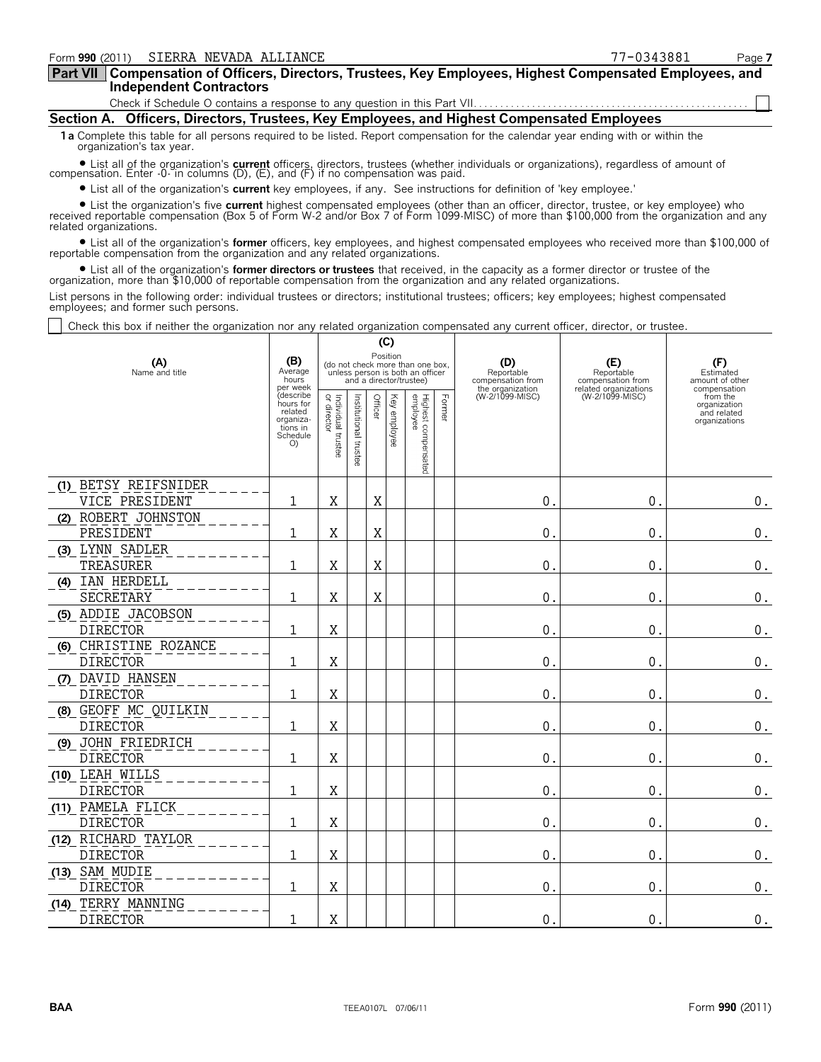Form **990** (2011) SIERRA NEVADA ALLIANCE 77-0343881 Page **7**

## Part VII Compensation of Officers, Directors, Trustees, Key Employees, Highest Compensated Employees, and Independent Contractors

Check if Schedule O contains a response to any question in this Part VII. ☐

### Section A. Officers, Directors, Trustees, Key Employees, and Highest Compensated Employees

**1a** Complete this table for all persons required to be listed. Report compensation for the calendar year ending with or within the organization's tax year.

- List all of the organization's **current** officers, directors, trustees (whether individuals or organizations), regardless of amount of compensation. Enter -0- in columns (D), (E), and (F) if no compensation was paid.
- List all of the organization's **current** key employees, if any. See instructions for definition of 'key employee.'
- List the organization's five **current** highest compensated employees (other than an officer, director, trustee, or key employee) who received reportable compensation (Box 5 of Form W-2 and/or Box 7 of Form 1099-MISC) of more than $100,000 from the organization and any related organizations.
- List all of the organization's **former** officers, key employees, and highest compensated employees who received more than $100,000 of reportable compensation from the organization and any related organizations.
- List all of the organization's **former directors or trustees** that received, in the capacity as a former director or trustee of the organization, more than $10,000 of reportable compensation from the organization and any related organizations.

List persons in the following order: individual trustees or directors; institutional trustees; officers; key employees; highest compensated employees; and former such persons.

☐ Check this box if neither the organization nor any related organization compensated any current officer, director, or trustee.

| (A) Name and title | (B) Average hours per week (describe hours for related organizations in Schedule O) | (C) Position (do not check more than one box, unless person is both an officer and a director/trustee) | | | | | | (D) Reportable compensation from the organization (W-2/1099-MISC) | (E) Reportable compensation from related organizations (W-2/1099-MISC) | (F) Estimated amount of other compensation from the organization and related organizations |
|---|---|---|---|---|---|---|---|---|---|---|
| | | Individual trustee or director | Institutional trustee | Officer | Key employee | Highest compensated employee | Former | | | |
| (1) BETSY REIFSNIDER<br>VICE PRESIDENT | 1 | X | | X | | | | 0. | 0. | 0. |
| (2) ROBERT JOHNSTON<br>PRESIDENT | 1 | X | | X | | | | 0. | 0. | 0. |
| (3) LYNN SADLER<br>TREASURER | 1 | X | | X | | | | 0. | 0. | 0. |
| (4) IAN HERDELL<br>SECRETARY | 1 | X | | X | | | | 0. | 0. | 0. |
| (5) ADDIE JACOBSON<br>DIRECTOR | 1 | X | | | | | | 0. | 0. | 0. |
| (6) CHRISTINE ROZANCE<br>DIRECTOR | 1 | X | | | | | | 0. | 0. | 0. |
| (7) DAVID HANSEN<br>DIRECTOR | 1 | X | | | | | | 0. | 0. | 0. |
| (8) GEOFF MC QUILKIN<br>DIRECTOR | 1 | X | | | | | | 0. | 0. | 0. |
| (9) JOHN FRIEDRICH<br>DIRECTOR | 1 | X | | | | | | 0. | 0. | 0. |
| (10) LEAH WILLS<br>DIRECTOR | 1 | X | | | | | | 0. | 0. | 0. |
| (11) PAMELA FLICK<br>DIRECTOR | 1 | X | | | | | | 0. | 0. | 0. |
| (12) RICHARD TAYLOR<br>DIRECTOR | 1 | X | | | | | | 0. | 0. | 0. |
| (13) SAM MUDIE<br>DIRECTOR | 1 | X | | | | | | 0. | 0. | 0. |
| (14) TERRY MANNING<br>DIRECTOR | 1 | X | | | | | | 0. | 0. | 0. |

BAA TEEA0107L 07/06/11 Form **990** (2011)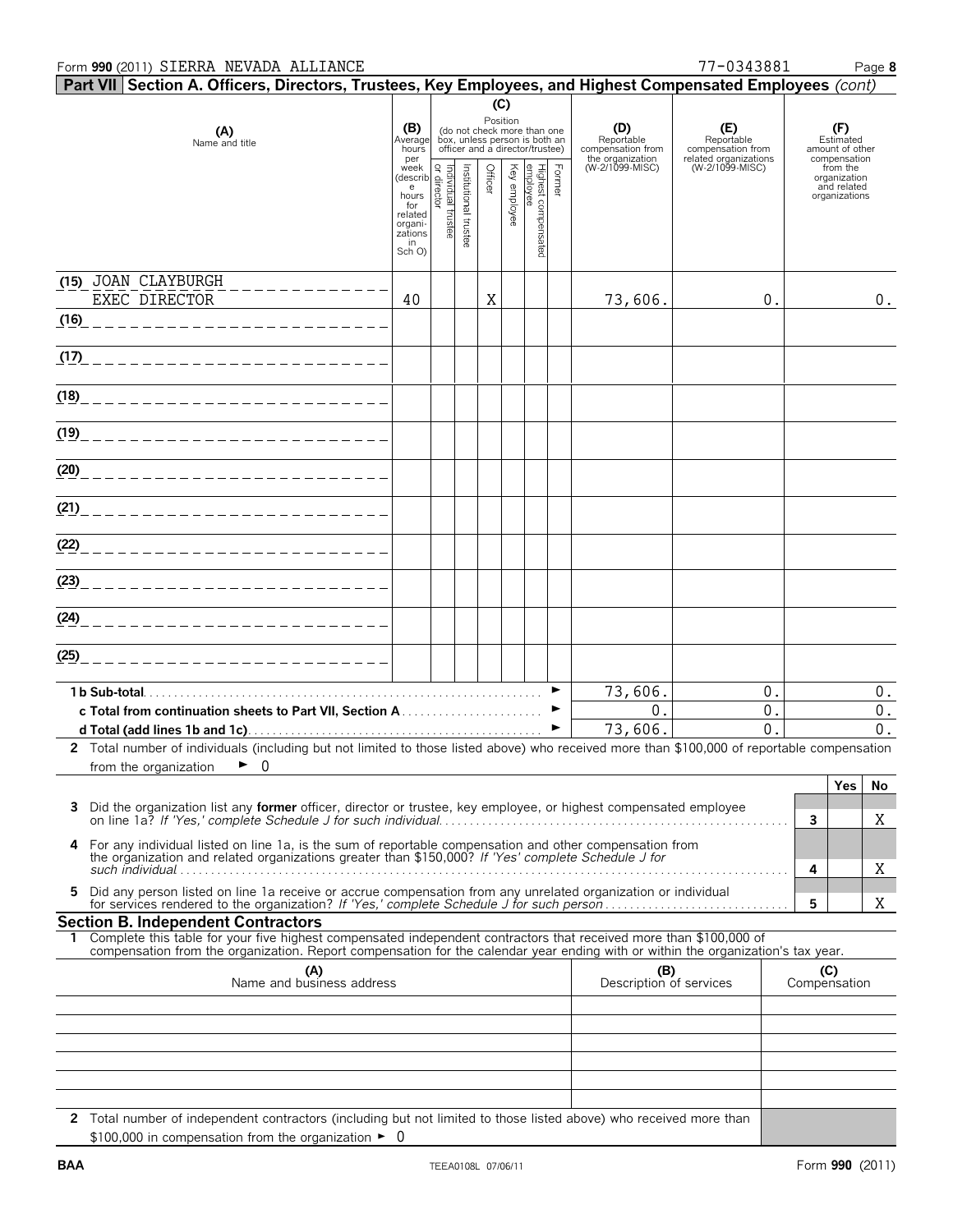Form **990** (2011) SIERRA NEVADA ALLIANCE 77-0343881

## Part VII Section A. Officers, Directors, Trustees, Key Employees, and Highest Compensated Employees *(cont)*

| (A) Name and title | (B) Average hours per week (describe hours for related organizations in Sch O) | (C) Position (do not check more than one box, unless person is both an officer and a director/trustee) | | | | | | (D) Reportable compensation from the organization (W-2/1099-MISC) | (E) Reportable compensation from related organizations (W-2/1099-MISC) | (F) Estimated amount of other compensation from the organization and related organizations |
|---|---|---|---|---|---|---|---|---|---|---|
| | | Individual trustee or director | Institutional trustee | Officer | Key employee | Highest compensated employee | Former | | | |
| (15) JOAN CLAYBURGH EXEC DIRECTOR | 40 | | | X | | | | 73,606. | 0. | 0. |
| (16) | | | | | | | | | | |
| (17) | | | | | | | | | | |
| (18) | | | | | | | | | | |
| (19) | | | | | | | | | | |
| (20) | | | | | | | | | | |
| (21) | | | | | | | | | | |
| (22) | | | | | | | | | | |
| (23) | | | | | | | | | | |
| (24) | | | | | | | | | | |
| (25) | | | | | | | | | | |
| **1b Sub-total** | | | | | | | | 73,606. | 0. | 0. |
| **c Total from continuation sheets to Part VII, Section A** | | | | | | | | 0. | 0. | 0. |
| **d Total (add lines 1b and 1c)** | | | | | | | | 73,606. | 0. | 0. |

**2** Total number of individuals (including but not limited to those listed above) who received more than $100,000 of reportable compensation from the organization ► 0

| | | Yes | No |
|---|---|---|---|
| **3** Did the organization list any **former** officer, director or trustee, key employee, or highest compensated employee on line 1a? *If 'Yes,' complete Schedule J for such individual* | 3 | | X |
| **4** For any individual listed on line 1a, is the sum of reportable compensation and other compensation from the organization and related organizations greater than $150,000? *If 'Yes' complete Schedule J for such individual* | 4 | | X |
| **5** Did any person listed on line 1a receive or accrue compensation from any unrelated organization or individual for services rendered to the organization? *If 'Yes,' complete Schedule J for such person* | 5 | | X |

### Section B. Independent Contractors

**1** Complete this table for your five highest compensated independent contractors that received more than $100,000 of compensation from the organization. Report compensation for the calendar year ending with or within the organization's tax year.

| (A) Name and business address | (B) Description of services | (C) Compensation |
|---|---|---|
| | | |
| | | |
| | | |
| | | |
| | | |

**2** Total number of independent contractors (including but not limited to those listed above) who received more than $100,000 in compensation from the organization ► 0

BAA TEEA0108L 07/06/11 Form **990** (2011)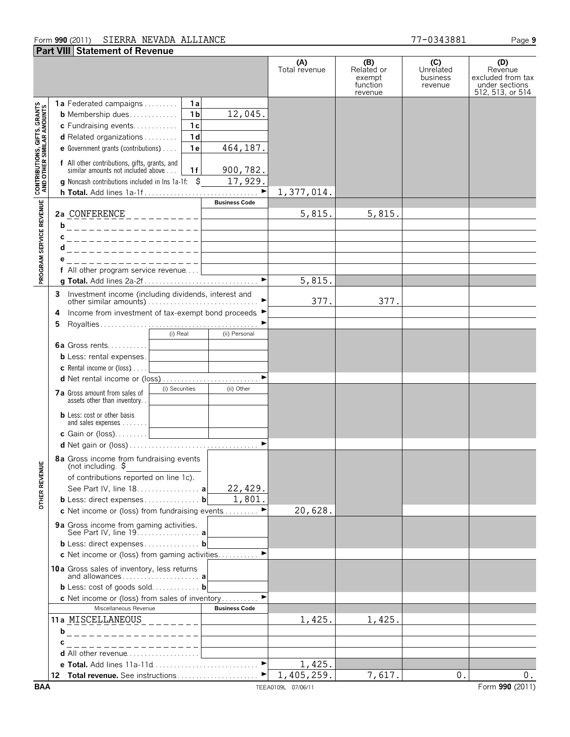Form **990** (2011) SIERRA NEVADA ALLIANCE 77-0343881

## Part VIII Statement of Revenue

| | | | (A) Total revenue | (B) Related or exempt function revenue | (C) Unrelated business revenue | (D) Revenue excluded from tax under sections 512, 513, or 514 |
|---|---|---|---|---|---|---|
| **CONTRIBUTIONS, GIFTS, GRANTS AND OTHER SIMILAR AMOUNTS** | **1a** Federated campaigns | 1a | | | | |
| | **b** Membership dues | 1b 12,045. | | | | |
| | **c** Fundraising events | 1c | | | | |
| | **d** Related organizations | 1d | | | | |
| | **e** Government grants (contributions) | 1e 464,187. | | | | |
| | **f** All other contributions, gifts, grants, and similar amounts not included above | 1f 900,782. | | | | |
| | **g** Noncash contributions included in lns 1a-1f: $ 17,929. | | | | | |
| | **h Total.** Add lines 1a-1f | | 1,377,014. | | | |
| **PROGRAM SERVICE REVENUE** | | **Business Code** | | | | |
| | **2a** CONFERENCE | | 5,815. | 5,815. | | |
| | **b** | | | | | |
| | **c** | | | | | |
| | **d** | | | | | |
| | **e** | | | | | |
| | **f** All other program service revenue | | | | | |
| | **g Total.** Add lines 2a-2f | | 5,815. | | | |
| **OTHER REVENUE** | **3** Investment income (including dividends, interest and other similar amounts) | | 377. | 377. | | |
| | **4** Income from investment of tax-exempt bond proceeds | | | | | |
| | **5** Royalties | | | | | |
| | | (i) Real / (ii) Personal | | | | |
| | **6a** Gross rents | | | | | |
| | **b** Less: rental expenses | | | | | |
| | **c** Rental income or (loss) | | | | | |
| | **d** Net rental income or (loss) | | | | | |
| | | (i) Securities / (ii) Other | | | | |
| | **7a** Gross amount from sales of assets other than inventory | | | | | |
| | **b** Less: cost or other basis and sales expenses | | | | | |
| | **c** Gain or (loss) | | | | | |
| | **d** Net gain or (loss) | | | | | |
| | **8a** Gross income from fundraising events (not including $ of contributions reported on line 1c). See Part IV, line 18 **a** | 22,429. | | | | |
| | **b** Less: direct expenses **b** | 1,801. | | | | |
| | **c** Net income or (loss) from fundraising events | | 20,628. | | | |
| | **9a** Gross income from gaming activities. See Part IV, line 19 **a** | | | | | |
| | **b** Less: direct expenses **b** | | | | | |
| | **c** Net income or (loss) from gaming activities | | | | | |
| | **10a** Gross sales of inventory, less returns and allowances **a** | | | | | |
| | **b** Less: cost of goods sold **b** | | | | | |
| | **c** Net income or (loss) from sales of inventory | | | | | |
| | Miscellaneous Revenue | **Business Code** | | | | |
| | **11a** MISCELLANEOUS | | 1,425. | 1,425. | | |
| | **b** | | | | | |
| | **c** | | | | | |
| | **d** All other revenue | | | | | |
| | **e Total.** Add lines 11a-11d | | 1,425. | | | |
| | **12 Total revenue.** See instructions | | 1,405,259. | 7,617. | 0. | 0. |

BAA TEEA0109L 07/06/11 Form **990** (2011)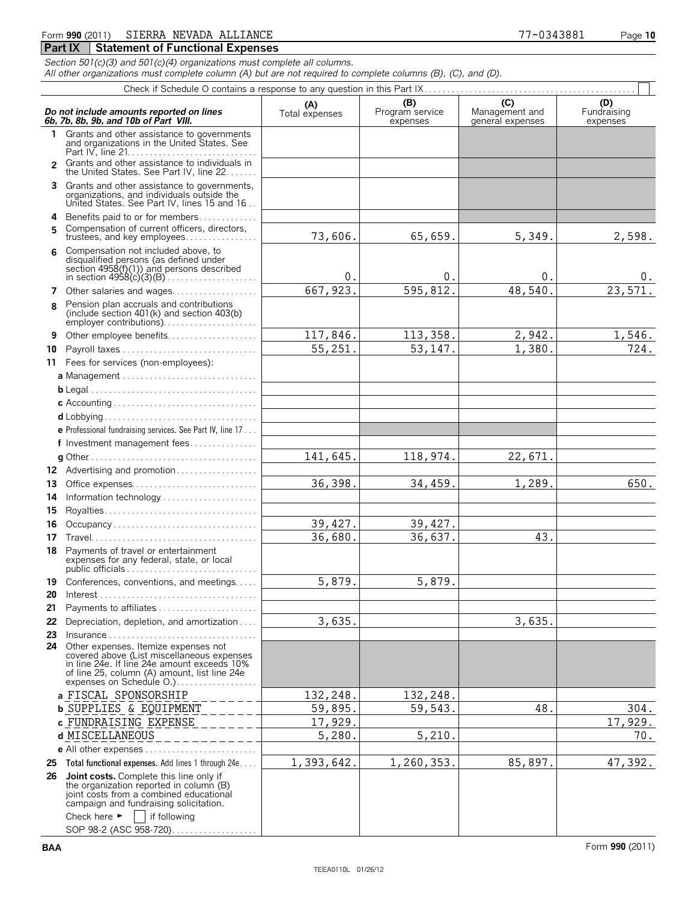Form **990** (2011) SIERRA NEVADA ALLIANCE 77-0343881

## Part IX Statement of Functional Expenses

*Section 501(c)(3) and 501(c)(4) organizations must complete all columns.*
*All other organizations must complete column (A) but are not required to complete columns (B), (C), and (D).*

Check if Schedule O contains a response to any question in this Part IX . . . . ☐

| *Do not include amounts reported on lines 6b, 7b, 8b, 9b, and 10b of Part VIII.* | (A) Total expenses | (B) Program service expenses | (C) Management and general expenses | (D) Fundraising expenses |
|---|---|---|---|---|
| **1** Grants and other assistance to governments and organizations in the United States. See Part IV, line 21 | | | | |
| **2** Grants and other assistance to individuals in the United States. See Part IV, line 22 | | | | |
| **3** Grants and other assistance to governments, organizations, and individuals outside the United States. See Part IV, lines 15 and 16 | | | | |
| **4** Benefits paid to or for members | | | | |
| **5** Compensation of current officers, directors, trustees, and key employees | 73,606. | 65,659. | 5,349. | 2,598. |
| **6** Compensation not included above, to disqualified persons (as defined under section 4958(f)(1)) and persons described in section 4958(c)(3)(B) | 0. | 0. | 0. | 0. |
| **7** Other salaries and wages | 667,923. | 595,812. | 48,540. | 23,571. |
| **8** Pension plan accruals and contributions (include section 401(k) and section 403(b) employer contributions) | | | | |
| **9** Other employee benefits | 117,846. | 113,358. | 2,942. | 1,546. |
| **10** Payroll taxes | 55,251. | 53,147. | 1,380. | 724. |
| **11** Fees for services (non-employees): | | | | |
| **a** Management | | | | |
| **b** Legal | | | | |
| **c** Accounting | | | | |
| **d** Lobbying | | | | |
| **e** Professional fundraising services. See Part IV, line 17 | | | | |
| **f** Investment management fees | | | | |
| **g** Other | 141,645. | 118,974. | 22,671. | |
| **12** Advertising and promotion | | | | |
| **13** Office expenses | 36,398. | 34,459. | 1,289. | 650. |
| **14** Information technology | | | | |
| **15** Royalties | | | | |
| **16** Occupancy | 39,427. | 39,427. | | |
| **17** Travel | 36,680. | 36,637. | 43. | |
| **18** Payments of travel or entertainment expenses for any federal, state, or local public officials | | | | |
| **19** Conferences, conventions, and meetings | 5,879. | 5,879. | | |
| **20** Interest | | | | |
| **21** Payments to affiliates | | | | |
| **22** Depreciation, depletion, and amortization | 3,635. | | 3,635. | |
| **23** Insurance | | | | |
| **24** Other expenses. Itemize expenses not covered above (List miscellaneous expenses in line 24e. If line 24e amount exceeds 10% of line 25, column (A) amount, list line 24e expenses on Schedule O.) | | | | |
| **a** FISCAL SPONSORSHIP | 132,248. | 132,248. | | |
| **b** SUPPLIES & EQUIPMENT | 59,895. | 59,543. | 48. | 304. |
| **c** FUNDRAISING EXPENSE | 17,929. | | | 17,929. |
| **d** MISCELLANEOUS | 5,280. | 5,210. | | 70. |
| **e** All other expenses | | | | |
| **25** **Total functional expenses.** Add lines 1 through 24e | 1,393,642. | 1,260,353. | 85,897. | 47,392. |
| **26** **Joint costs.** Complete this line only if the organization reported in column (B) joint costs from a combined educational campaign and fundraising solicitation. Check here ► ☐ if following SOP 98-2 (ASC 958-720) | | | | |

**BAA** Form **990** (2011)

TEEA0110L 01/26/12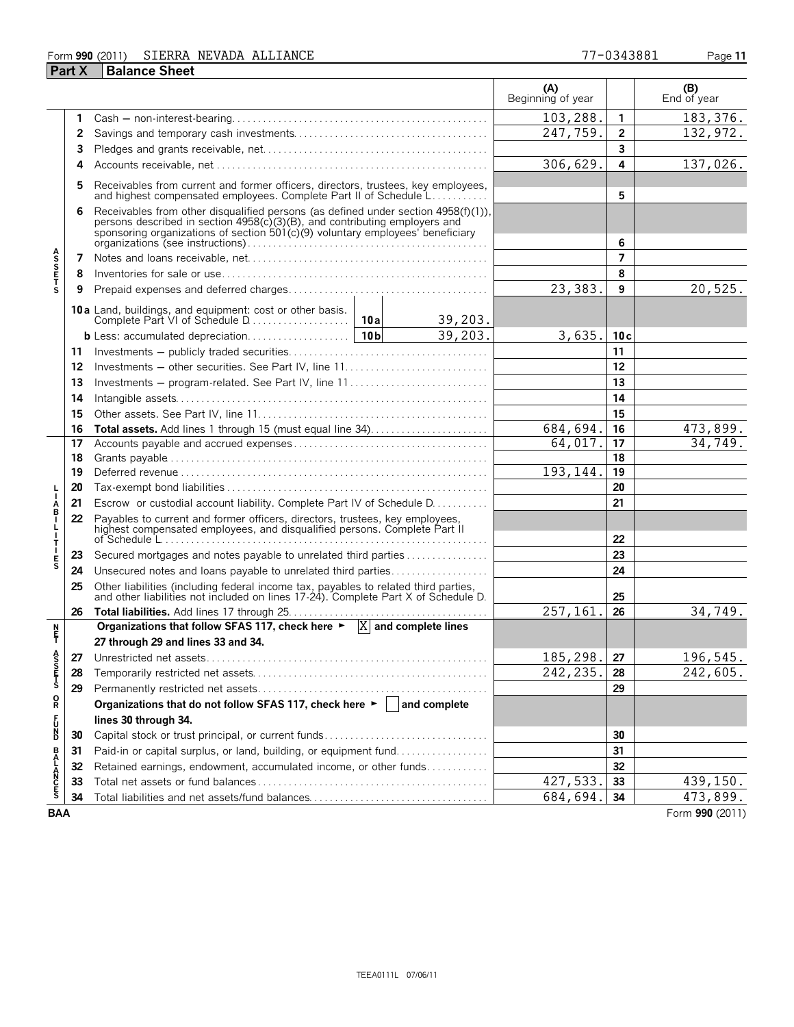Form **990** (2011) SIERRA NEVADA ALLIANCE 77-0343881

## Part X Balance Sheet

| | | | (A) Beginning of year | | (B) End of year |
|---|---|---|---|---|---|
| **ASSETS** | 1 | Cash — non-interest-bearing | 103,288. | 1 | 183,376. |
| | 2 | Savings and temporary cash investments | 247,759. | 2 | 132,972. |
| | 3 | Pledges and grants receivable, net | | 3 | |
| | 4 | Accounts receivable, net | 306,629. | 4 | 137,026. |
| | 5 | Receivables from current and former officers, directors, trustees, key employees, and highest compensated employees. Complete Part II of Schedule L | | 5 | |
| | 6 | Receivables from other disqualified persons (as defined under section 4958(f)(1)), persons described in section 4958(c)(3)(B), and contributing employers and sponsoring organizations of section 501(c)(9) voluntary employees' beneficiary organizations (see instructions) | | 6 | |
| | 7 | Notes and loans receivable, net | | 7 | |
| | 8 | Inventories for sale or use | | 8 | |
| | 9 | Prepaid expenses and deferred charges | 23,383. | 9 | 20,525. |
| | 10a | Land, buildings, and equipment: cost or other basis. Complete Part VI of Schedule D — 10a: 39,203. | | | |
| | b | Less: accumulated depreciation — 10b: 39,203. | 3,635. | 10c | |
| | 11 | Investments — publicly traded securities | | 11 | |
| | 12 | Investments — other securities. See Part IV, line 11 | | 12 | |
| | 13 | Investments — program-related. See Part IV, line 11 | | 13 | |
| | 14 | Intangible assets | | 14 | |
| | 15 | Other assets. See Part IV, line 11 | | 15 | |
| | 16 | **Total assets.** Add lines 1 through 15 (must equal line 34) | 684,694. | 16 | 473,899. |
| **LIABILITIES** | 17 | Accounts payable and accrued expenses | 64,017. | 17 | 34,749. |
| | 18 | Grants payable | | 18 | |
| | 19 | Deferred revenue | 193,144. | 19 | |
| | 20 | Tax-exempt bond liabilities | | 20 | |
| | 21 | Escrow or custodial account liability. Complete Part IV of Schedule D | | 21 | |
| | 22 | Payables to current and former officers, directors, trustees, key employees, highest compensated employees, and disqualified persons. Complete Part II of Schedule L | | 22 | |
| | 23 | Secured mortgages and notes payable to unrelated third parties | | 23 | |
| | 24 | Unsecured notes and loans payable to unrelated third parties | | 24 | |
| | 25 | Other liabilities (including federal income tax, payables to related third parties, and other liabilities not included on lines 17-24). Complete Part X of Schedule D | | 25 | |
| | 26 | **Total liabilities.** Add lines 17 through 25 | 257,161. | 26 | 34,749. |
| **NET ASSETS OR FUND BALANCES** | | **Organizations that follow SFAS 117, check here ► [X] and complete lines 27 through 29 and lines 33 and 34.** | | | |
| | 27 | Unrestricted net assets | 185,298. | 27 | 196,545. |
| | 28 | Temporarily restricted net assets | 242,235. | 28 | 242,605. |
| | 29 | Permanently restricted net assets | | 29 | |
| | | **Organizations that do not follow SFAS 117, check here ► [ ] and complete lines 30 through 34.** | | | |
| | 30 | Capital stock or trust principal, or current funds | | 30 | |
| | 31 | Paid-in or capital surplus, or land, building, or equipment fund | | 31 | |
| | 32 | Retained earnings, endowment, accumulated income, or other funds | | 32 | |
| | 33 | Total net assets or fund balances | 427,533. | 33 | 439,150. |
| | 34 | Total liabilities and net assets/fund balances | 684,694. | 34 | 473,899. |

BAA Form **990** (2011)

TEEA0111L 07/06/11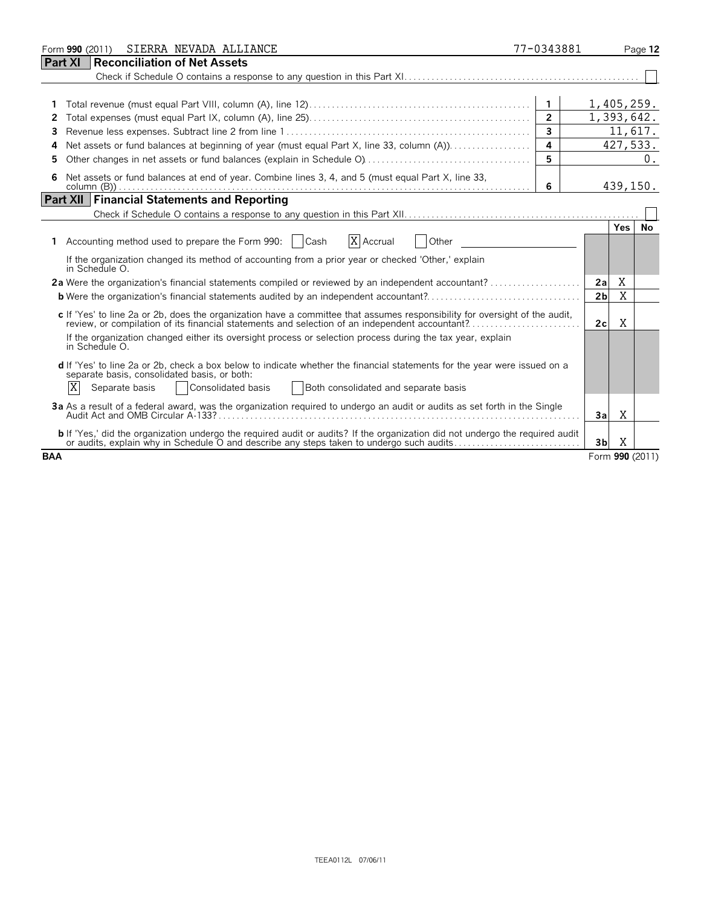Form **990** (2011) SIERRA NEVADA ALLIANCE 77-0343881

## Part XI Reconciliation of Net Assets

Check if Schedule O contains a response to any question in this Part XI. ☐

| | | | |
|---|---|---|---|
| **1** | Total revenue (must equal Part VIII, column (A), line 12) | 1 | 1,405,259. |
| **2** | Total expenses (must equal Part IX, column (A), line 25) | 2 | 1,393,642. |
| **3** | Revenue less expenses. Subtract line 2 from line 1 | 3 | 11,617. |
| **4** | Net assets or fund balances at beginning of year (must equal Part X, line 33, column (A)) | 4 | 427,533. |
| **5** | Other changes in net assets or fund balances (explain in Schedule O) | 5 | 0. |
| **6** | Net assets or fund balances at end of year. Combine lines 3, 4, and 5 (must equal Part X, line 33, column (B)) | 6 | 439,150. |

## Part XII Financial Statements and Reporting

Check if Schedule O contains a response to any question in this Part XII. ☐

| | | | Yes | No |
|---|---|---|---|---|
| **1** | Accounting method used to prepare the Form 990: ☐ Cash ☒ Accrual ☐ Other | | | |
| | If the organization changed its method of accounting from a prior year or checked 'Other,' explain in Schedule O. | | | |
| **2a** | Were the organization's financial statements compiled or reviewed by an independent accountant? | 2a | X | |
| **b** | Were the organization's financial statements audited by an independent accountant? | 2b | X | |
| **c** | If 'Yes' to line 2a or 2b, does the organization have a committee that assumes responsibility for oversight of the audit, review, or compilation of its financial statements and selection of an independent accountant? | 2c | X | |
| | If the organization changed either its oversight process or selection process during the tax year, explain in Schedule O. | | | |
| **d** | If 'Yes' to line 2a or 2b, check a box below to indicate whether the financial statements for the year were issued on a separate basis, consolidated basis, or both: ☒ Separate basis ☐ Consolidated basis ☐ Both consolidated and separate basis | | | |
| **3a** | As a result of a federal award, was the organization required to undergo an audit or audits as set forth in the Single Audit Act and OMB Circular A-133? | 3a | X | |
| **b** | If 'Yes,' did the organization undergo the required audit or audits? If the organization did not undergo the required audit or audits, explain why in Schedule O and describe any steps taken to undergo such audits | 3b | X | |

BAA Form **990** (2011)

TEEA0112L 07/06/11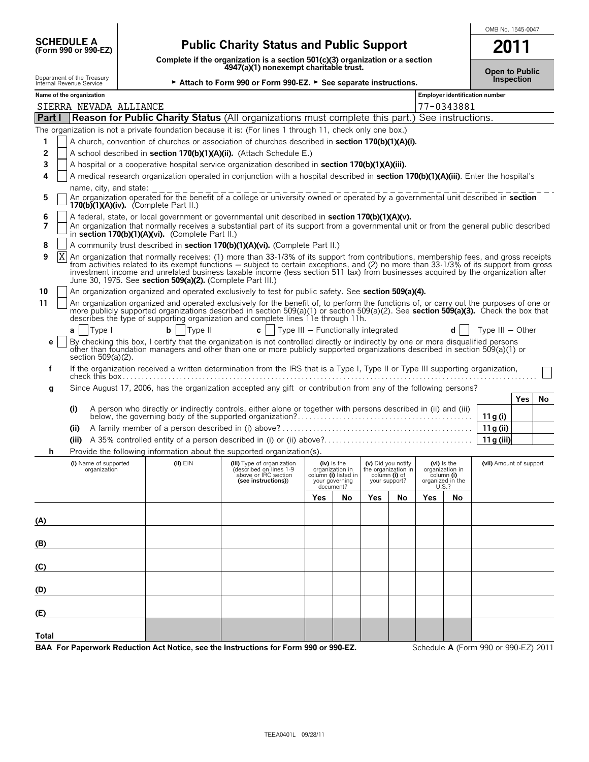OMB No. 1545-0047

# SCHEDULE A (Form 990 or 990-EZ)

# Public Charity Status and Public Support

# 2011

**Complete if the organization is a section 501(c)(3) organization or a section 4947(a)(1) nonexempt charitable trust.**

**Open to Public Inspection**

Department of the Treasury
Internal Revenue Service

► **Attach to Form 990 or Form 990-EZ.** ► **See separate instructions.**

**Name of the organization:** SIERRA NEVADA ALLIANCE

**Employer identification number:** 77-0343881

## Part I Reason for Public Charity Status (All organizations must complete this part.) See instructions.

The organization is not a private foundation because it is: (For lines 1 through 11, check only one box.)

1. [ ] A church, convention of churches or association of churches described in **section 170(b)(1)(A)(i).**
2. [ ] A school described in **section 170(b)(1)(A)(ii).** (Attach Schedule E.)
3. [ ] A hospital or a cooperative hospital service organization described in **section 170(b)(1)(A)(iii).**
4. [ ] A medical research organization operated in conjunction with a hospital described in **section 170(b)(1)(A)(iii)**. Enter the hospital's name, city, and state: ______
5. [ ] An organization operated for the benefit of a college or university owned or operated by a governmental unit described in **section 170(b)(1)(A)(iv).** (Complete Part II.)
6. [ ] A federal, state, or local government or governmental unit described in **section 170(b)(1)(A)(v).**
7. [ ] An organization that normally receives a substantial part of its support from a governmental unit or from the general public described in **section 170(b)(1)(A)(vi).** (Complete Part II.)
8. [ ] A community trust described in **section 170(b)(1)(A)(vi).** (Complete Part II.)
9. [X] An organization that normally receives: (1) more than 33-1/3% of its support from contributions, membership fees, and gross receipts from activities related to its exempt functions — subject to certain exceptions, and (2) no more than 33-1/3% of its support from gross investment income and unrelated business taxable income (less section 511 tax) from businesses acquired by the organization after June 30, 1975. See **section 509(a)(2).** (Complete Part III.)
10. [ ] An organization organized and operated exclusively to test for public safety. See **section 509(a)(4).**
11. [ ] An organization organized and operated exclusively for the benefit of, to perform the functions of, or carry out the purposes of one or more publicly supported organizations described in section 509(a)(1) or section 509(a)(2). See **section 509(a)(3).** Check the box that describes the type of supporting organization and complete lines 11e through 11h.

   **a** [ ] Type I  **b** [ ] Type II  **c** [ ] Type III — Functionally integrated  **d** [ ] Type III — Other

   **e** [ ] By checking this box, I certify that the organization is not controlled directly or indirectly by one or more disqualified persons other than foundation managers and other than one or more publicly supported organizations described in section 509(a)(1) or section 509(a)(2).

   **f** If the organization received a written determination from the IRS that is a Type I, Type II or Type III supporting organization, check this box [ ]

   **g** Since August 17, 2006, has the organization accepted any gift or contribution from any of the following persons?

| | | | Yes | No |
|---|---|---|---|---|
| (i) | A person who directly or indirectly controls, either alone or together with persons described in (ii) and (iii) below, the governing body of the supported organization? | 11 g (i) | | |
| (ii) | A family member of a person described in (i) above? | 11 g (ii) | | |
| (iii) | A 35% controlled entity of a person described in (i) or (ii) above? | 11 g (iii) | | |

   **h** Provide the following information about the supported organization(s).

| | (i) Name of supported organization | (ii) EIN | (iii) Type of organization (described on lines 1-9 above or IRC section (see instructions)) | (iv) Is the organization in column (i) listed in your governing document? | | (v) Did you notify the organization in column (i) of your support? | | (vi) Is the organization in column (i) organized in the U.S.? | | (vii) Amount of support |
|---|---|---|---|---|---|---|---|---|---|---|
| | | | | Yes | No | Yes | No | Yes | No | |
| (A) | | | | | | | | | | |
| (B) | | | | | | | | | | |
| (C) | | | | | | | | | | |
| (D) | | | | | | | | | | |
| (E) | | | | | | | | | | |
| Total | | | | | | | | | | |

**BAA For Paperwork Reduction Act Notice, see the Instructions for Form 990 or 990-EZ.**

Schedule **A** (Form 990 or 990-EZ) 2011

TEEA0401L 09/28/11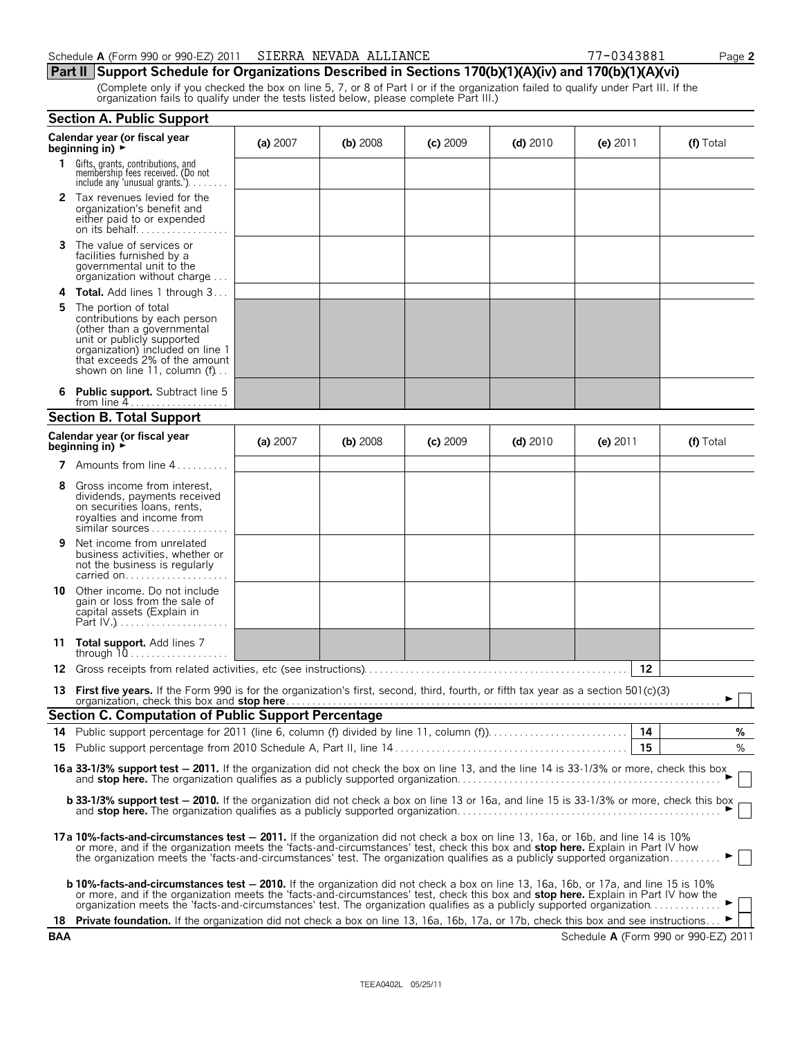Schedule A (Form 990 or 990-EZ) 2011 SIERRA NEVADA ALLIANCE 77-0343881

## Part II Support Schedule for Organizations Described in Sections 170(b)(1)(A)(iv) and 170(b)(1)(A)(vi)

(Complete only if you checked the box on line 5, 7, or 8 of Part I or if the organization failed to qualify under Part III. If the organization fails to qualify under the tests listed below, please complete Part III.)

### Section A. Public Support

| Calendar year (or fiscal year beginning in) ► | (a) 2007 | (b) 2008 | (c) 2009 | (d) 2010 | (e) 2011 | (f) Total |
|---|---|---|---|---|---|---|
| 1 Gifts, grants, contributions, and membership fees received. (Do not include any 'unusual grants.') | | | | | | |
| 2 Tax revenues levied for the organization's benefit and either paid to or expended on its behalf | | | | | | |
| 3 The value of services or facilities furnished by a governmental unit to the organization without charge | | | | | | |
| 4 **Total.** Add lines 1 through 3 | | | | | | |
| 5 The portion of total contributions by each person (other than a governmental unit or publicly supported organization) included on line 1 that exceeds 2% of the amount shown on line 11, column (f) | | | | | | |
| 6 **Public support.** Subtract line 5 from line 4 | | | | | | |

### Section B. Total Support

| Calendar year (or fiscal year beginning in) ► | (a) 2007 | (b) 2008 | (c) 2009 | (d) 2010 | (e) 2011 | (f) Total |
|---|---|---|---|---|---|---|
| 7 Amounts from line 4 | | | | | | |
| 8 Gross income from interest, dividends, payments received on securities loans, rents, royalties and income from similar sources | | | | | | |
| 9 Net income from unrelated business activities, whether or not the business is regularly carried on | | | | | | |
| 10 Other income. Do not include gain or loss from the sale of capital assets (Explain in Part IV.) | | | | | | |
| 11 **Total support.** Add lines 7 through 10 | | | | | | |

12 Gross receipts from related activities, etc (see instructions) | 12 |

13 **First five years.** If the Form 990 is for the organization's first, second, third, fourth, or fifth tax year as a section 501(c)(3) organization, check this box and **stop here** ► ☐

### Section C. Computation of Public Support Percentage

14 Public support percentage for 2011 (line 6, column (f) divided by line 11, column (f)) | 14 | %

15 Public support percentage from 2010 Schedule A, Part II, line 14 | 15 | %

16a **33-1/3% support test — 2011.** If the organization did not check the box on line 13, and the line 14 is 33-1/3% or more, check this box and **stop here.** The organization qualifies as a publicly supported organization ► ☐

**b 33-1/3% support test — 2010.** If the organization did not check a box on line 13 or 16a, and line 15 is 33-1/3% or more, check this box and **stop here.** The organization qualifies as a publicly supported organization ► ☐

17a **10%-facts-and-circumstances test — 2011.** If the organization did not check a box on line 13, 16a, or 16b, and line 14 is 10% or more, and if the organization meets the 'facts-and-circumstances' test, check this box and **stop here.** Explain in Part IV how the organization meets the 'facts-and-circumstances' test. The organization qualifies as a publicly supported organization ► ☐

**b 10%-facts-and-circumstances test — 2010.** If the organization did not check a box on line 13, 16a, 16b, or 17a, and line 15 is 10% or more, and if the organization meets the 'facts-and-circumstances' test, check this box and **stop here.** Explain in Part IV how the organization meets the 'facts-and-circumstances' test. The organization qualifies as a publicly supported organization ► ☐

18 **Private foundation.** If the organization did not check a box on line 13, 16a, 16b, 17a, or 17b, check this box and see instructions ► ☐

BAA Schedule A (Form 990 or 990-EZ) 2011

TEEA0402L 05/25/11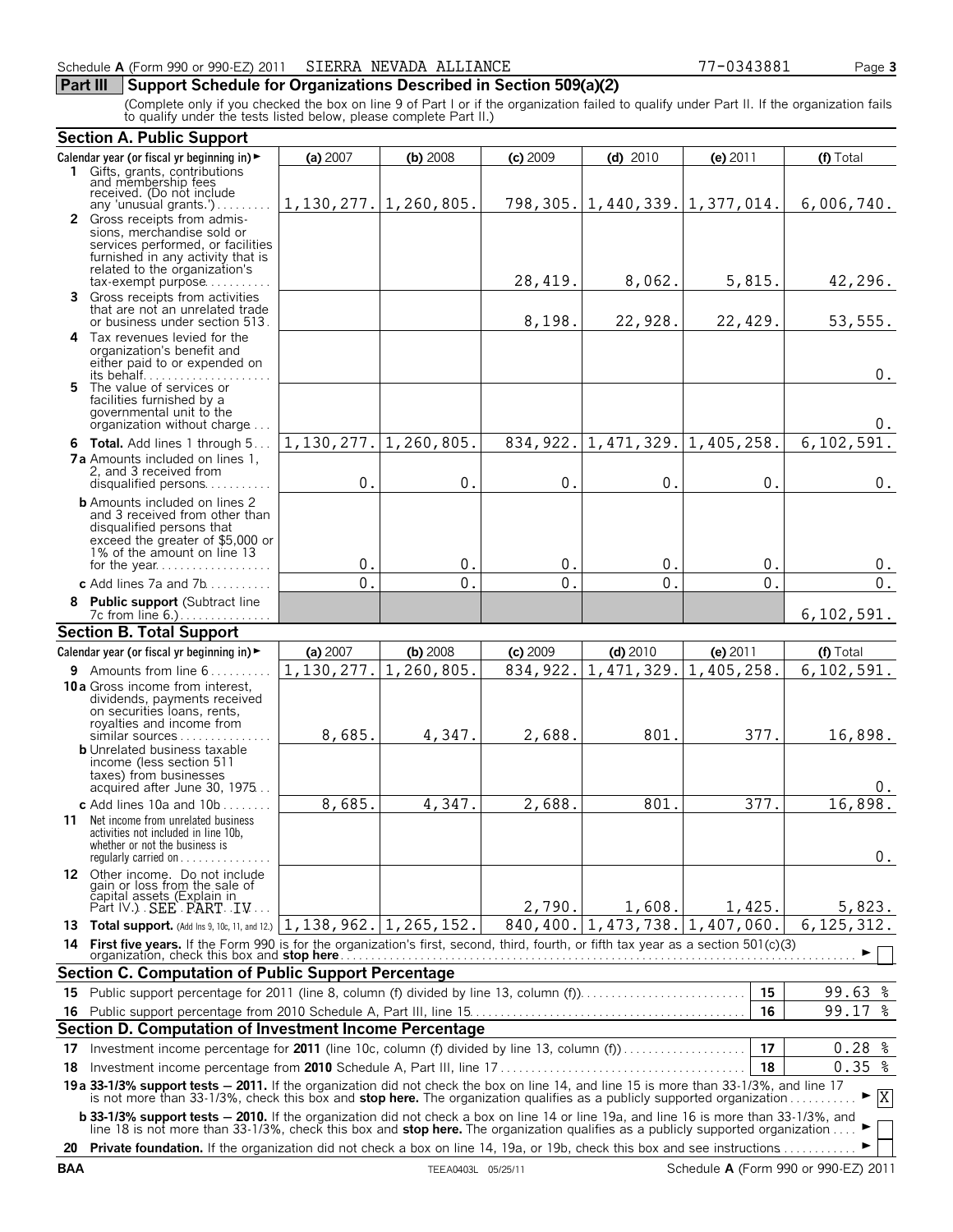Schedule **A** (Form 990 or 990-EZ) 2011 SIERRA NEVADA ALLIANCE 77-0343881 Page **3**

## Part III Support Schedule for Organizations Described in Section 509(a)(2)

(Complete only if you checked the box on line 9 of Part I or if the organization failed to qualify under Part II. If the organization fails to qualify under the tests listed below, please complete Part II.)

### Section A. Public Support

| Calendar year (or fiscal yr beginning in) ► | (a) 2007 | (b) 2008 | (c) 2009 | (d) 2010 | (e) 2011 | (f) Total |
|---|---|---|---|---|---|---|
| **1** Gifts, grants, contributions and membership fees received. (Do not include any 'unusual grants.') | 1,130,277. | 1,260,805. | 798,305. | 1,440,339. | 1,377,014. | 6,006,740. |
| **2** Gross receipts from admissions, merchandise sold or services performed, or facilities furnished in any activity that is related to the organization's tax-exempt purpose | | | 28,419. | 8,062. | 5,815. | 42,296. |
| **3** Gross receipts from activities that are not an unrelated trade or business under section 513 | | | 8,198. | 22,928. | 22,429. | 53,555. |
| **4** Tax revenues levied for the organization's benefit and either paid to or expended on its behalf | | | | | | 0. |
| **5** The value of services or facilities furnished by a governmental unit to the organization without charge | | | | | | 0. |
| **6 Total.** Add lines 1 through 5 | 1,130,277. | 1,260,805. | 834,922. | 1,471,329. | 1,405,258. | 6,102,591. |
| **7a** Amounts included on lines 1, 2, and 3 received from disqualified persons | 0. | 0. | 0. | 0. | 0. | 0. |
| **b** Amounts included on lines 2 and 3 received from other than disqualified persons that exceed the greater of $5,000 or 1% of the amount on line 13 for the year | 0. | 0. | 0. | 0. | 0. | 0. |
| **c** Add lines 7a and 7b | 0. | 0. | 0. | 0. | 0. | 0. |
| **8 Public support** (Subtract line 7c from line 6.) | | | | | | 6,102,591. |

### Section B. Total Support

| Calendar year (or fiscal yr beginning in) ► | (a) 2007 | (b) 2008 | (c) 2009 | (d) 2010 | (e) 2011 | (f) Total |
|---|---|---|---|---|---|---|
| **9** Amounts from line 6 | 1,130,277. | 1,260,805. | 834,922. | 1,471,329. | 1,405,258. | 6,102,591. |
| **10a** Gross income from interest, dividends, payments received on securities loans, rents, royalties and income from similar sources | 8,685. | 4,347. | 2,688. | 801. | 377. | 16,898. |
| **b** Unrelated business taxable income (less section 511 taxes) from businesses acquired after June 30, 1975 | | | | | | 0. |
| **c** Add lines 10a and 10b | 8,685. | 4,347. | 2,688. | 801. | 377. | 16,898. |
| **11** Net income from unrelated business activities not included in line 10b, whether or not the business is regularly carried on | | | | | | 0. |
| **12** Other income. Do not include gain or loss from the sale of capital assets (Explain in Part IV.) SEE PART IV | | | 2,790. | 1,608. | 1,425. | 5,823. |
| **13 Total support.** (Add lns 9, 10c, 11, and 12.) | 1,138,962. | 1,265,152. | 840,400. | 1,473,738. | 1,407,060. | 6,125,312. |

**14 First five years.** If the Form 990 is for the organization's first, second, third, fourth, or fifth tax year as a section 501(c)(3) organization, check this box and **stop here** ► [ ]

### Section C. Computation of Public Support Percentage

| | | | |
|---|---|---|---|
| **15** | Public support percentage for 2011 (line 8, column (f) divided by line 13, column (f)) | 15 | 99.63 % |
| **16** | Public support percentage from 2010 Schedule A, Part III, line 15 | 16 | 99.17 % |

### Section D. Computation of Investment Income Percentage

| | | | |
|---|---|---|---|
| **17** | Investment income percentage for **2011** (line 10c, column (f) divided by line 13, column (f)) | 17 | 0.28 % |
| **18** | Investment income percentage from **2010** Schedule A, Part III, line 17 | 18 | 0.35 % |

**19a 33-1/3% support tests — 2011.** If the organization did not check the box on line 14, and line 15 is more than 33-1/3%, and line 17 is not more than 33-1/3%, check this box and **stop here.** The organization qualifies as a publicly supported organization ► [X]

**b 33-1/3% support tests — 2010.** If the organization did not check a box on line 14 or line 19a, and line 16 is more than 33-1/3%, and line 18 is not more than 33-1/3%, check this box and **stop here.** The organization qualifies as a publicly supported organization ► [ ]

**20 Private foundation.** If the organization did not check a box on line 14, 19a, or 19b, check this box and see instructions ► [ ]

BAA TEEA0403L 05/25/11 Schedule **A** (Form 990 or 990-EZ) 2011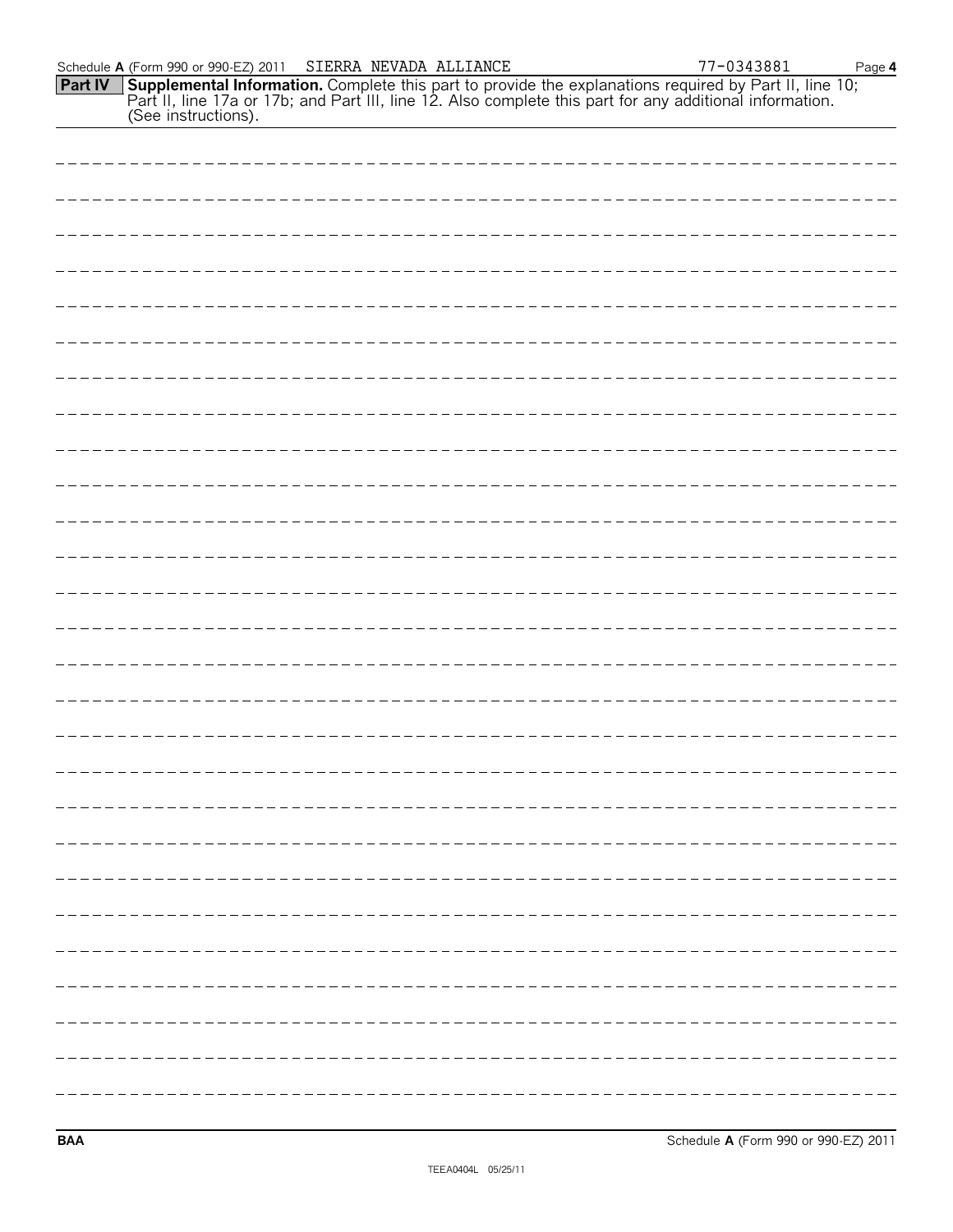Schedule **A** (Form 990 or 990-EZ) 2011 SIERRA NEVADA ALLIANCE 77-0343881

**Part IV** **Supplemental Information.** Complete this part to provide the explanations required by Part II, line 10; Part II, line 17a or 17b; and Part III, line 12. Also complete this part for any additional information. (See instructions).

**BAA** Schedule **A** (Form 990 or 990-EZ) 2011

TEEA0404L 05/25/11